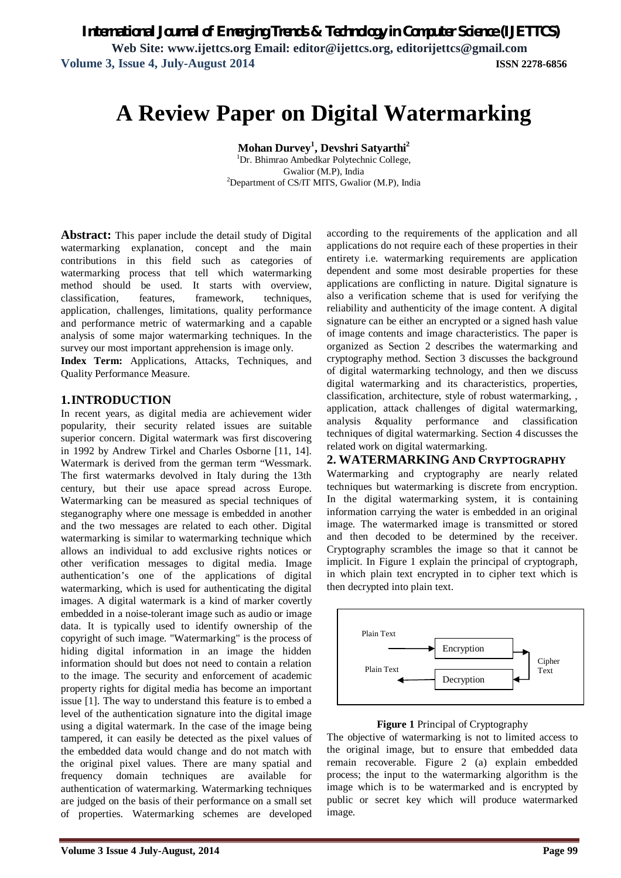# A Review Paper on Digital Watermarking

**Mohan Durvey[1], Devshri Satyarthi[2]**

[1]Dr. Bhimrao Ambedkar Polytechnic College, Gwalior (M.P), India
[2]Department of CS/IT MITS, Gwalior (M.P), India

**Abstract:** This paper include the detail study of Digital watermarking explanation, concept and the main contributions in this field such as categories of watermarking process that tell which watermarking method should be used. It starts with overview, classification, features, framework, techniques, application, challenges, limitations, quality performance and performance metric of watermarking and a capable analysis of some major watermarking techniques. In the survey our most important apprehension is image only.

**Index Term:** Applications, Attacks, Techniques, and Quality Performance Measure.

## 1. INTRODUCTION

In recent years, as digital media are achievement wider popularity, their security related issues are suitable superior concern. Digital watermark was first discovering in 1992 by Andrew Tirkel and Charles Osborne [11, 14]. Watermark is derived from the german term "Wessmark. The first watermarks devolved in Italy during the 13th century, but their use apace spread across Europe. Watermarking can be measured as special techniques of steganography where one message is embedded in another and the two messages are related to each other. Digital watermarking is similar to watermarking technique which allows an individual to add exclusive rights notices or other verification messages to digital media. Image authentication's one of the applications of digital watermarking, which is used for authenticating the digital images. A digital watermark is a kind of marker covertly embedded in a noise-tolerant image such as audio or image data. It is typically used to identify ownership of the copyright of such image. "Watermarking" is the process of hiding digital information in an image the hidden information should but does not need to contain a relation to the image. The security and enforcement of academic property rights for digital media has become an important issue [1]. The way to understand this feature is to embed a level of the authentication signature into the digital image using a digital watermark. In the case of the image being tampered, it can easily be detected as the pixel values of the embedded data would change and do not match with the original pixel values. There are many spatial and frequency domain techniques are available for authentication of watermarking. Watermarking techniques are judged on the basis of their performance on a small set of properties. Watermarking schemes are developed according to the requirements of the application and all applications do not require each of these properties in their entirety i.e. watermarking requirements are application dependent and some most desirable properties for these applications are conflicting in nature. Digital signature is also a verification scheme that is used for verifying the reliability and authenticity of the image content. A digital signature can be either an encrypted or a signed hash value of image contents and image characteristics. The paper is organized as Section 2 describes the watermarking and cryptography method. Section 3 discusses the background of digital watermarking technology, and then we discuss digital watermarking and its characteristics, properties, classification, architecture, style of robust watermarking, , application, attack challenges of digital watermarking, analysis &quality performance and classification techniques of digital watermarking. Section 4 discusses the related work on digital watermarking.

## 2. WATERMARKING AND CRYPTOGRAPHY

Watermarking and cryptography are nearly related techniques but watermarking is discrete from encryption. In the digital watermarking system, it is containing information carrying the water is embedded in an original image. The watermarked image is transmitted or stored and then decoded to be determined by the receiver. Cryptography scrambles the image so that it cannot be implicit. In Figure 1 explain the principal of cryptograph, in which plain text encrypted in to cipher text which is then decrypted into plain text.

Plain Text → Encryption → Cipher Text → Decryption → Plain Text

**Figure 1** Principal of Cryptography

The objective of watermarking is not to limited access to the original image, but to ensure that embedded data remain recoverable. Figure 2 (a) explain embedded process; the input to the watermarking algorithm is the image which is to be watermarked and is encrypted by public or secret key which will produce watermarked image.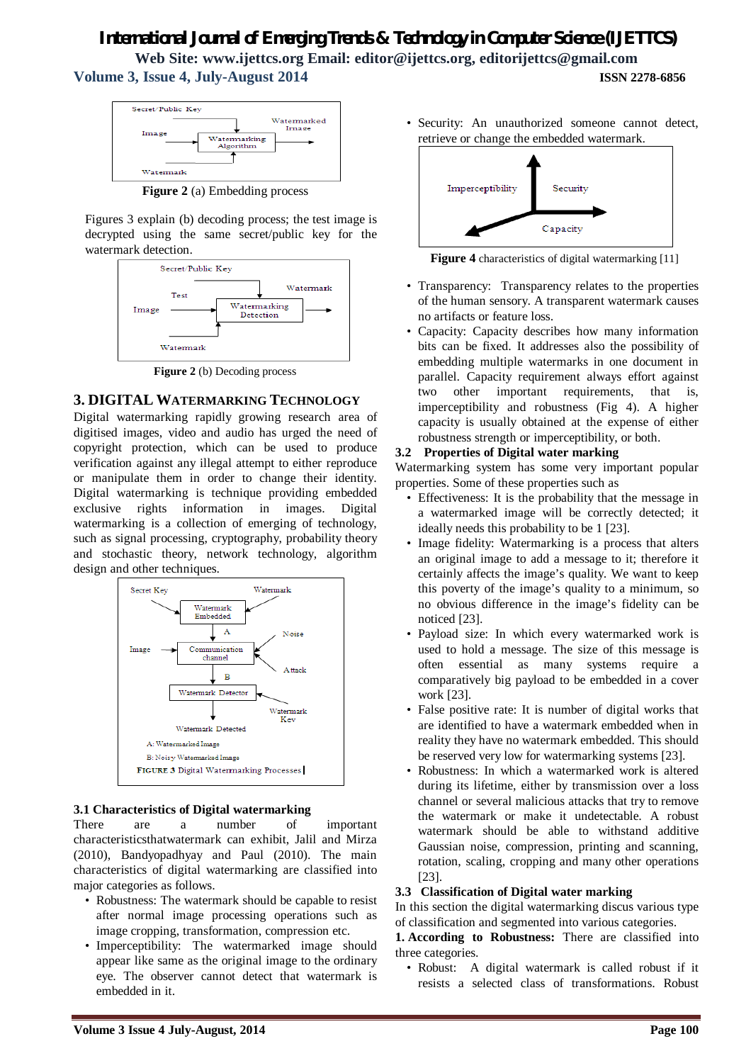**Figure 2** (a) Embedding process

Figures 3 explain (b) decoding process; the test image is decrypted using the same secret/public key for the watermark detection.

**Figure 2** (b) Decoding process

## 3. DIGITAL WATERMARKING TECHNOLOGY

Digital watermarking rapidly growing research area of digitised images, video and audio has urged the need of copyright protection, which can be used to produce verification against any illegal attempt to either reproduce or manipulate them in order to change their identity. Digital watermarking is technique providing embedded exclusive rights information in images. Digital watermarking is a collection of emerging of technology, such as signal processing, cryptography, probability theory and stochastic theory, network technology, algorithm design and other techniques.

FIGURE 3 Digital Watermarking Processes

### 3.1 Characteristics of Digital watermarking

There are a number of important characteristicsthatwatermark can exhibit, Jalil and Mirza (2010), Bandyopadhyay and Paul (2010). The main characteristics of digital watermarking are classified into major categories as follows.

- Robustness: The watermark should be capable to resist after normal image processing operations such as image cropping, transformation, compression etc.
- Imperceptibility: The watermarked image should appear like same as the original image to the ordinary eye. The observer cannot detect that watermark is embedded in it.
- Security: An unauthorized someone cannot detect, retrieve or change the embedded watermark.

**Figure 4** characteristics of digital watermarking [11]

- Transparency: Transparency relates to the properties of the human sensory. A transparent watermark causes no artifacts or feature loss.
- Capacity: Capacity describes how many information bits can be fixed. It addresses also the possibility of embedding multiple watermarks in one document in parallel. Capacity requirement always effort against two other important requirements, that is, imperceptibility and robustness (Fig 4). A higher capacity is usually obtained at the expense of either robustness strength or imperceptibility, or both.

### 3.2 Properties of Digital water marking

Watermarking system has some very important popular properties. Some of these properties such as

- Effectiveness: It is the probability that the message in a watermarked image will be correctly detected; it ideally needs this probability to be 1 [23].
- Image fidelity: Watermarking is a process that alters an original image to add a message to it; therefore it certainly affects the image's quality. We want to keep this poverty of the image's quality to a minimum, so no obvious difference in the image's fidelity can be noticed [23].
- Payload size: In which every watermarked work is used to hold a message. The size of this message is often essential as many systems require a comparatively big payload to be embedded in a cover work [23].
- False positive rate: It is number of digital works that are identified to have a watermark embedded when in reality they have no watermark embedded. This should be reserved very low for watermarking systems [23].
- Robustness: In which a watermarked work is altered during its lifetime, either by transmission over a loss channel or several malicious attacks that try to remove the watermark or make it undetectable. A robust watermark should be able to withstand additive Gaussian noise, compression, printing and scanning, rotation, scaling, cropping and many other operations [23].

### 3.3 Classification of Digital water marking

In this section the digital watermarking discus various type of classification and segmented into various categories.

**1. According to Robustness:** There are classified into three categories.

- Robust: A digital watermark is called robust if it resists a selected class of transformations. Robust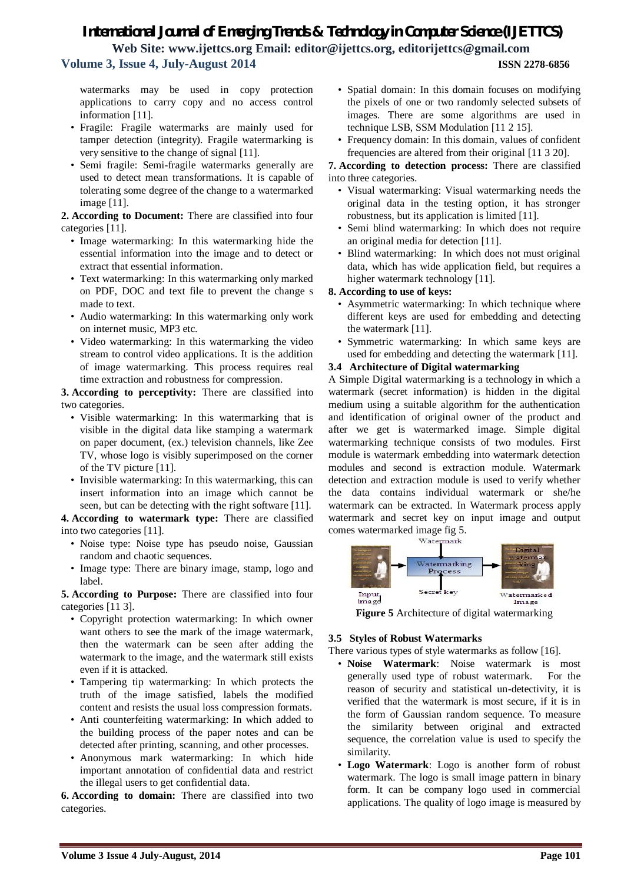watermarks may be used in copy protection applications to carry copy and no access control information [11].

- Fragile: Fragile watermarks are mainly used for tamper detection (integrity). Fragile watermarking is very sensitive to the change of signal [11].
- Semi fragile: Semi-fragile watermarks generally are used to detect mean transformations. It is capable of tolerating some degree of the change to a watermarked image [11].

**2. According to Document:** There are classified into four categories [11].

- Image watermarking: In this watermarking hide the essential information into the image and to detect or extract that essential information.
- Text watermarking: In this watermarking only marked on PDF, DOC and text file to prevent the change s made to text.
- Audio watermarking: In this watermarking only work on internet music, MP3 etc.
- Video watermarking: In this watermarking the video stream to control video applications. It is the addition of image watermarking. This process requires real time extraction and robustness for compression.

**3. According to perceptivity:** There are classified into two categories.

- Visible watermarking: In this watermarking that is visible in the digital data like stamping a watermark on paper document, (ex.) television channels, like Zee TV, whose logo is visibly superimposed on the corner of the TV picture [11].
- Invisible watermarking: In this watermarking, this can insert information into an image which cannot be seen, but can be detecting with the right software [11].

**4. According to watermark type:** There are classified into two categories [11].

- Noise type: Noise type has pseudo noise, Gaussian random and chaotic sequences.
- Image type: There are binary image, stamp, logo and label.

**5. According to Purpose:** There are classified into four categories [11 3].

- Copyright protection watermarking: In which owner want others to see the mark of the image watermark, then the watermark can be seen after adding the watermark to the image, and the watermark still exists even if it is attacked.
- Tampering tip watermarking: In which protects the truth of the image satisfied, labels the modified content and resists the usual loss compression formats.
- Anti counterfeiting watermarking: In which added to the building process of the paper notes and can be detected after printing, scanning, and other processes.
- Anonymous mark watermarking: In which hide important annotation of confidential data and restrict the illegal users to get confidential data.

**6. According to domain:** There are classified into two categories.

- Spatial domain: In this domain focuses on modifying the pixels of one or two randomly selected subsets of images. There are some algorithms are used in technique LSB, SSM Modulation [11 2 15].
- Frequency domain: In this domain, values of confident frequencies are altered from their original [11 3 20].

**7. According to detection process:** There are classified into three categories.

- Visual watermarking: Visual watermarking needs the original data in the testing option, it has stronger robustness, but its application is limited [11].
- Semi blind watermarking: In which does not require an original media for detection [11].
- Blind watermarking: In which does not must original data, which has wide application field, but requires a higher watermark technology [11].

**8. According to use of keys:**

- Asymmetric watermarking: In which technique where different keys are used for embedding and detecting the watermark [11].
- Symmetric watermarking: In which same keys are used for embedding and detecting the watermark [11].

### 3.4 Architecture of Digital watermarking

A Simple Digital watermarking is a technology in which a watermark (secret information) is hidden in the digital medium using a suitable algorithm for the authentication and identification of original owner of the product and after we get is watermarked image. Simple digital watermarking technique consists of two modules. First module is watermark embedding into watermark detection modules and second is extraction module. Watermark detection and extraction module is used to verify whether the data contains individual watermark or she/he watermark can be extracted. In Watermark process apply watermark and secret key on input image and output comes watermarked image fig 5.

Watermark

Input image | Watermarking Process | Watermarked Image

Secret key

**Figure 5** Architecture of digital watermarking

### 3.5 Styles of Robust Watermarks

There various types of style watermarks as follow [16].

- **Noise Watermark**: Noise watermark is most generally used type of robust watermark. For the reason of security and statistical un-detectivity, it is verified that the watermark is most secure, if it is in the form of Gaussian random sequence. To measure the similarity between original and extracted sequence, the correlation value is used to specify the similarity.
- **Logo Watermark**: Logo is another form of robust watermark. The logo is small image pattern in binary form. It can be company logo used in commercial applications. The quality of logo image is measured by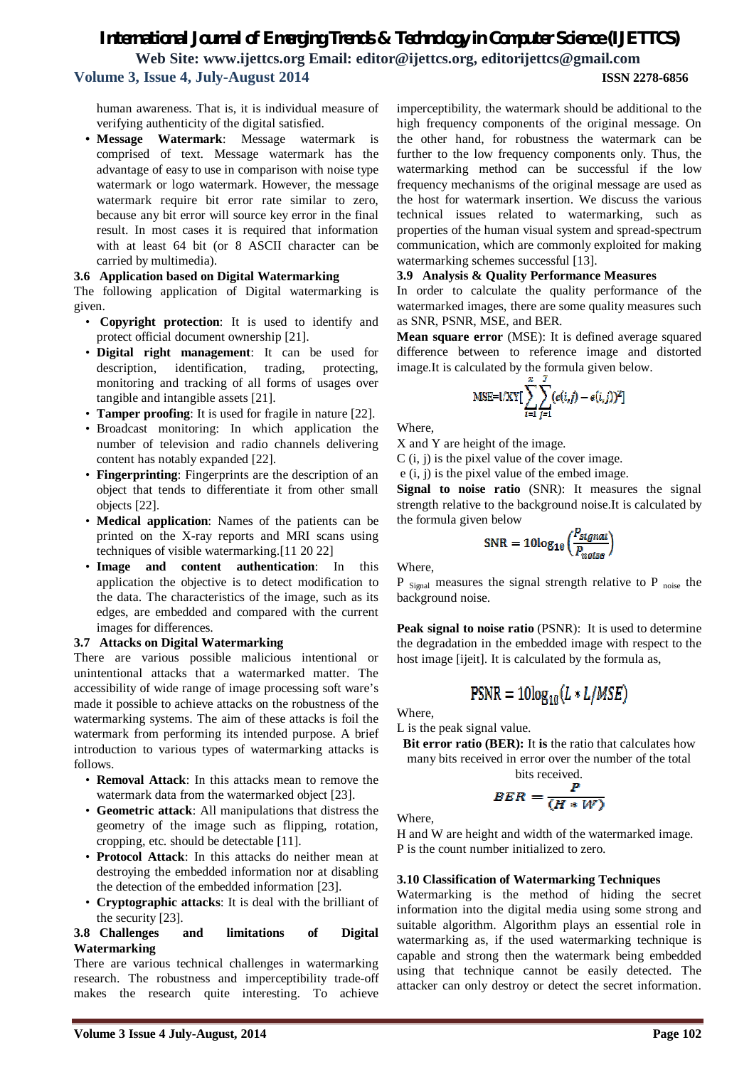human awareness. That is, it is individual measure of verifying authenticity of the digital satisfied.

- **Message Watermark**: Message watermark is comprised of text. Message watermark has the advantage of easy to use in comparison with noise type watermark or logo watermark. However, the message watermark require bit error rate similar to zero, because any bit error will source key error in the final result. In most cases it is required that information with at least 64 bit (or 8 ASCII character can be carried by multimedia).

### 3.6 Application based on Digital Watermarking

The following application of Digital watermarking is given.

- **Copyright protection**: It is used to identify and protect official document ownership [21].
- **Digital right management**: It can be used for description, identification, trading, protecting, monitoring and tracking of all forms of usages over tangible and intangible assets [21].
- **Tamper proofing**: It is used for fragile in nature [22].
- Broadcast monitoring: In which application the number of television and radio channels delivering content has notably expanded [22].
- **Fingerprinting**: Fingerprints are the description of an object that tends to differentiate it from other small objects [22].
- **Medical application**: Names of the patients can be printed on the X-ray reports and MRI scans using techniques of visible watermarking.[11 20 22]
- **Image and content authentication**: In this application the objective is to detect modification to the data. The characteristics of the image, such as its edges, are embedded and compared with the current images for differences.

### 3.7 Attacks on Digital Watermarking

There are various possible malicious intentional or unintentional attacks that a watermarked matter. The accessibility of wide range of image processing soft ware's made it possible to achieve attacks on the robustness of the watermarking systems. The aim of these attacks is foil the watermark from performing its intended purpose. A brief introduction to various types of watermarking attacks is follows.

- **Removal Attack**: In this attacks mean to remove the watermark data from the watermarked object [23].
- **Geometric attack**: All manipulations that distress the geometry of the image such as flipping, rotation, cropping, etc. should be detectable [11].
- **Protocol Attack**: In this attacks do neither mean at destroying the embedded information nor at disabling the detection of the embedded information [23].
- **Cryptographic attacks**: It is deal with the brilliant of the security [23].

### 3.8 Challenges and limitations of Digital Watermarking

There are various technical challenges in watermarking research. The robustness and imperceptibility trade-off makes the research quite interesting. To achieve imperceptibility, the watermark should be additional to the high frequency components of the original message. On the other hand, for robustness the watermark can be further to the low frequency components only. Thus, the watermarking method can be successful if the low frequency mechanisms of the original message are used as the host for watermark insertion. We discuss the various technical issues related to watermarking, such as properties of the human visual system and spread-spectrum communication, which are commonly exploited for making watermarking schemes successful [13].

### 3.9 Analysis & Quality Performance Measures

In order to calculate the quality performance of the watermarked images, there are some quality measures such as SNR, PSNR, MSE, and BER.

**Mean square error** (MSE): It is defined average squared difference between to reference image and distorted image.It is calculated by the formula given below.

$$MSE=1/XY[\sum_{i=1}^{x}\sum_{j=1}^{y}(c(i,j)-e(i,j))^2]$$

Where,

X and Y are height of the image.

C (i, j) is the pixel value of the cover image.

e (i, j) is the pixel value of the embed image.

**Signal to noise ratio** (SNR): It measures the signal strength relative to the background noise.It is calculated by the formula given below

$$SNR = 10\log_{10}\left(\frac{P_{signal}}{P_{noise}}\right)$$

Where,

$P_{Signal}$ measures the signal strength relative to $P_{noise}$ the background noise.

**Peak signal to noise ratio** (PSNR): It is used to determine the degradation in the embedded image with respect to the host image [ijeit]. It is calculated by the formula as,

$$PSNR = 10\log_{10}(L * L/MSE)$$

Where,

L is the peak signal value.

**Bit error ratio (BER):** It **is** the ratio that calculates how many bits received in error over the number of the total bits received.

$$BER = \frac{P}{(H * W)}$$

Where,

H and W are height and width of the watermarked image.

P is the count number initialized to zero.

### 3.10 Classification of Watermarking Techniques

Watermarking is the method of hiding the secret information into the digital media using some strong and suitable algorithm. Algorithm plays an essential role in watermarking as, if the used watermarking technique is capable and strong then the watermark being embedded using that technique cannot be easily detected. The attacker can only destroy or detect the secret information.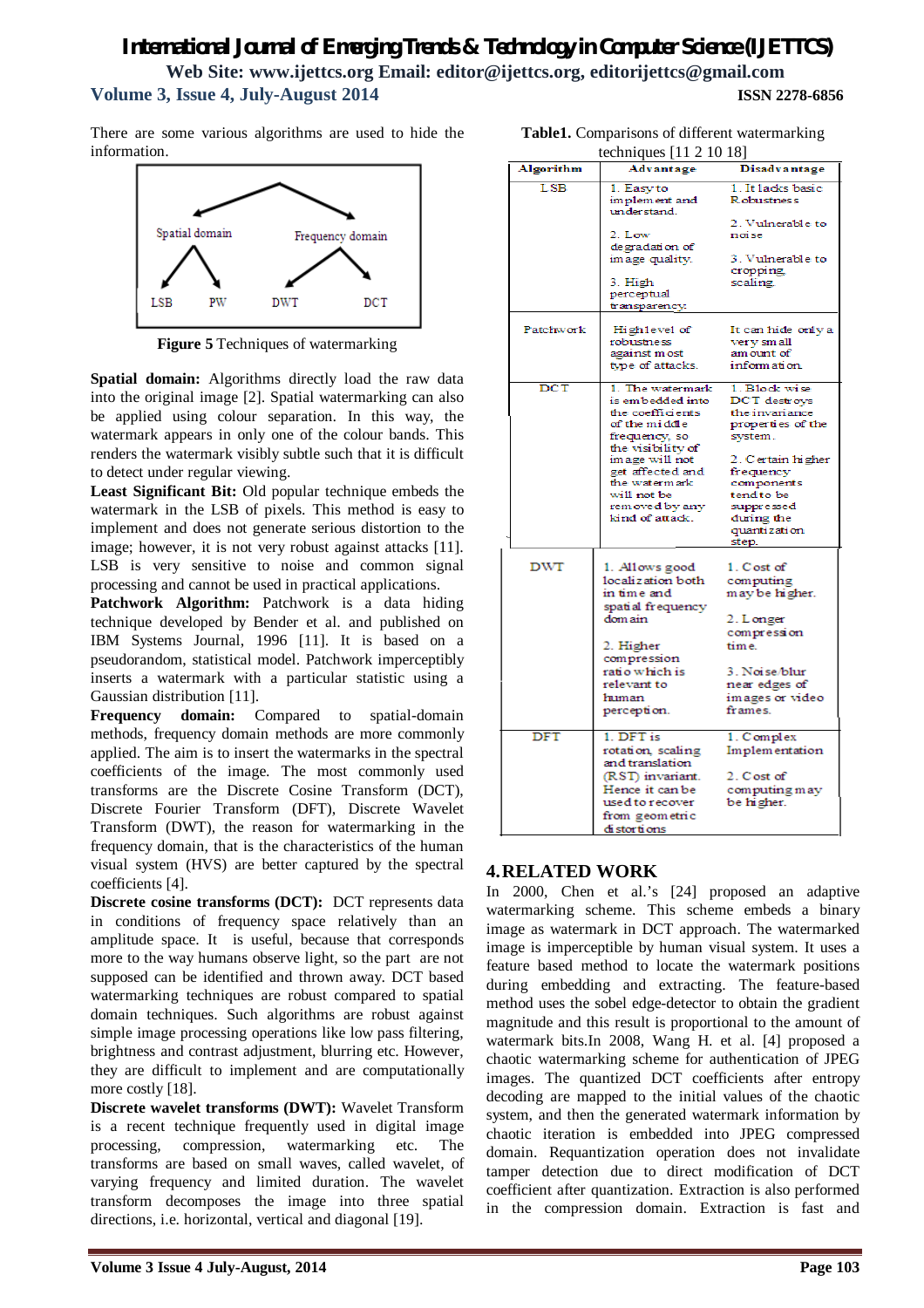There are some various algorithms are used to hide the information.

Spatial domain — LSB, PW
Frequency domain — DWT, DCT

**Figure 5** Techniques of watermarking

**Spatial domain:** Algorithms directly load the raw data into the original image [2]. Spatial watermarking can also be applied using colour separation. In this way, the watermark appears in only one of the colour bands. This renders the watermark visibly subtle such that it is difficult to detect under regular viewing.

**Least Significant Bit:** Old popular technique embeds the watermark in the LSB of pixels. This method is easy to implement and does not generate serious distortion to the image; however, it is not very robust against attacks [11]. LSB is very sensitive to noise and common signal processing and cannot be used in practical applications.

**Patchwork Algorithm:** Patchwork is a data hiding technique developed by Bender et al. and published on IBM Systems Journal, 1996 [11]. It is based on a pseudorandom, statistical model. Patchwork imperceptibly inserts a watermark with a particular statistic using a Gaussian distribution [11].

**Frequency domain:** Compared to spatial-domain methods, frequency domain methods are more commonly applied. The aim is to insert the watermarks in the spectral coefficients of the image. The most commonly used transforms are the Discrete Cosine Transform (DCT), Discrete Fourier Transform (DFT), Discrete Wavelet Transform (DWT), the reason for watermarking in the frequency domain, that is the characteristics of the human visual system (HVS) are better captured by the spectral coefficients [4].

**Discrete cosine transforms (DCT):** DCT represents data in conditions of frequency space relatively than an amplitude space. It is useful, because that corresponds more to the way humans observe light, so the part are not supposed can be identified and thrown away. DCT based watermarking techniques are robust compared to spatial domain techniques. Such algorithms are robust against simple image processing operations like low pass filtering, brightness and contrast adjustment, blurring etc. However, they are difficult to implement and are computationally more costly [18].

**Discrete wavelet transforms (DWT):** Wavelet Transform is a recent technique frequently used in digital image processing, compression, watermarking etc. The transforms are based on small waves, called wavelet, of varying frequency and limited duration. The wavelet transform decomposes the image into three spatial directions, i.e. horizontal, vertical and diagonal [19].

**Table1.** Comparisons of different watermarking techniques [11 2 10 18]

| Algorithm | Advantage | Disadvantage |
|---|---|---|
| LSB | 1. Easy to implement and understand. 2. Low degradation of image quality. 3. High perceptual transparency. | 1. It lacks basic Robustness 2. Vulnerable to noise 3. Vulnerable to cropping, scaling. |
| Patchwork | High level of robustness against most type of attacks. | It can hide only a very small amount of information. |
| DCT | 1. The watermark is embedded into the coefficients of the middle frequency, so the visibility of image will not get affected and the watermark will not be removed by any kind of attack. | 1. Block wise DCT destroys the invariance properties of the system. 2. Certain higher frequency components tend to be suppressed during the quantization step. |
| DWT | 1. Allows good localization both in time and spatial frequency domain 2. Higher compression ratio which is relevant to human perception. | 1. Cost of computing may be higher. 2. Longer compression time. 3. Noise/blur near edges of images or video frames. |
| DFT | 1. DFT is rotation, scaling and translation (RST) invariant. Hence it can be used to recover from geometric distortions | 1. Complex Implementation 2. Cost of computing may be higher. |

## 4. RELATED WORK

In 2000, Chen et al.'s [24] proposed an adaptive watermarking scheme. This scheme embeds a binary image as watermark in DCT approach. The watermarked image is imperceptible by human visual system. It uses a feature based method to locate the watermark positions during embedding and extracting. The feature-based method uses the sobel edge-detector to obtain the gradient magnitude and this result is proportional to the amount of watermark bits.In 2008, Wang H. et al. [4] proposed a chaotic watermarking scheme for authentication of JPEG images. The quantized DCT coefficients after entropy decoding are mapped to the initial values of the chaotic system, and then the generated watermark information by chaotic iteration is embedded into JPEG compressed domain. Requantization operation does not invalidate tamper detection due to direct modification of DCT coefficient after quantization. Extraction is also performed in the compression domain. Extraction is fast and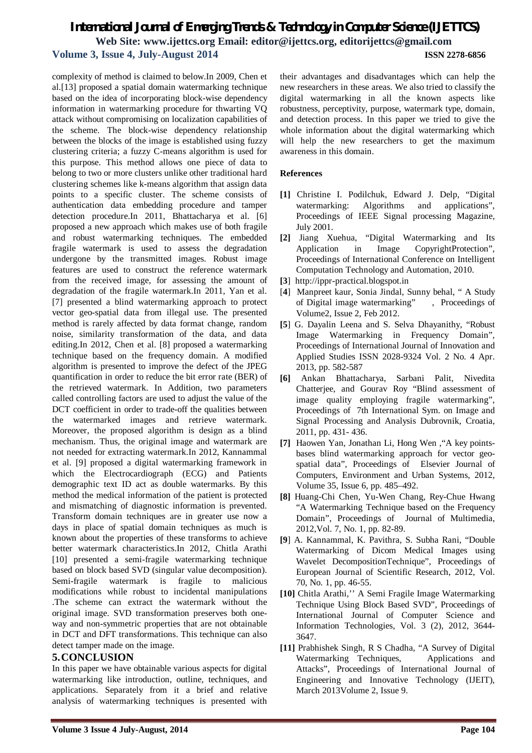complexity of method is claimed to below.In 2009, Chen et al.[13] proposed a spatial domain watermarking technique based on the idea of incorporating block-wise dependency information in watermarking procedure for thwarting VQ attack without compromising on localization capabilities of the scheme. The block-wise dependency relationship between the blocks of the image is established using fuzzy clustering criteria; a fuzzy C-means algorithm is used for this purpose. This method allows one piece of data to belong to two or more clusters unlike other traditional hard clustering schemes like k-means algorithm that assign data points to a specific cluster. The scheme consists of authentication data embedding procedure and tamper detection procedure.In 2011, Bhattacharya et al. [6] proposed a new approach which makes use of both fragile and robust watermarking techniques. The embedded fragile watermark is used to assess the degradation undergone by the transmitted images. Robust image features are used to construct the reference watermark from the received image, for assessing the amount of degradation of the fragile watermark.In 2011, Yan et al. [7] presented a blind watermarking approach to protect vector geo-spatial data from illegal use. The presented method is rarely affected by data format change, random noise, similarity transformation of the data, and data editing.In 2012, Chen et al. [8] proposed a watermarking technique based on the frequency domain. A modified algorithm is presented to improve the defect of the JPEG quantification in order to reduce the bit error rate (BER) of the retrieved watermark. In Addition, two parameters called controlling factors are used to adjust the value of the DCT coefficient in order to trade-off the qualities between the watermarked images and retrieve watermark. Moreover, the proposed algorithm is design as a blind mechanism. Thus, the original image and watermark are not needed for extracting watermark.In 2012, Kannammal et al. [9] proposed a digital watermarking framework in which the Electrocardiograph (ECG) and Patients demographic text ID act as double watermarks. By this method the medical information of the patient is protected and mismatching of diagnostic information is prevented. Transform domain techniques are in greater use now a days in place of spatial domain techniques as much is known about the properties of these transforms to achieve better watermark characteristics.In 2012, Chitla Arathi [10] presented a semi-fragile watermarking technique based on block based SVD (singular value decomposition). Semi-fragile watermark is fragile to malicious modifications while robust to incidental manipulations .The scheme can extract the watermark without the original image. SVD transformation preserves both one-way and non-symmetric properties that are not obtainable in DCT and DFT transformations. This technique can also detect tamper made on the image.

## 5. CONCLUSION

In this paper we have obtainable various aspects for digital watermarking like introduction, outline, techniques, and applications. Separately from it a brief and relative analysis of watermarking techniques is presented with their advantages and disadvantages which can help the new researchers in these areas. We also tried to classify the digital watermarking in all the known aspects like robustness, perceptivity, purpose, watermark type, domain, and detection process. In this paper we tried to give the whole information about the digital watermarking which will help the new researchers to get the maximum awareness in this domain.

### References

**[1]** Christine I. Podilchuk, Edward J. Delp, "Digital watermarking: Algorithms and applications", Proceedings of IEEE Signal processing Magazine, July 2001.

**[2]** Jiang Xuehua, "Digital Watermarking and Its Application in Image CopyrightProtection", Proceedings of International Conference on Intelligent Computation Technology and Automation, 2010.

**[3]** http://ippr-practical.blogspot.in

[4] Manpreet kaur, Sonia Jindal, Sunny behal, " A Study of Digital image watermarking" , Proceedings of Volume2, Issue 2, Feb 2012.

**[5]** G. Dayalin Leena and S. Selva Dhayanithy, "Robust Image Watermarking in Frequency Domain", Proceedings of International Journal of Innovation and Applied Studies ISSN 2028-9324 Vol. 2 No. 4 Apr. 2013, pp. 582-587

**[6]** Ankan Bhattacharya, Sarbani Palit, Nivedita Chatterjee, and Gourav Roy "Blind assessment of image quality employing fragile watermarking", Proceedings of 7th International Sym. on Image and Signal Processing and Analysis Dubrovnik, Croatia, 2011, pp. 431- 436.

**[7]** Haowen Yan, Jonathan Li, Hong Wen ,"A key points-bases blind watermarking approach for vector geo-spatial data", Proceedings of Elsevier Journal of Computers, Environment and Urban Systems, 2012, Volume 35, Issue 6, pp. 485–492.

**[8]** Huang-Chi Chen, Yu-Wen Chang, Rey-Chue Hwang "A Watermarking Technique based on the Frequency Domain", Proceedings of Journal of Multimedia, 2012,Vol. 7, No. 1, pp. 82-89.

**[9]** A. Kannammal, K. Pavithra, S. Subha Rani, "Double Watermarking of Dicom Medical Images using Wavelet DecompositionTechnique", Proceedings of European Journal of Scientific Research, 2012, Vol. 70, No. 1, pp. 46-55.

**[10]** Chitla Arathi,'' A Semi Fragile Image Watermarking Technique Using Block Based SVD", Proceedings of International Journal of Computer Science and Information Technologies, Vol. 3 (2), 2012, 3644-3647.

**[11]** Prabhishek Singh, R S Chadha, "A Survey of Digital Watermarking Techniques, Applications and Attacks", Proceedings of International Journal of Engineering and Innovative Technology (IJEIT), March 2013Volume 2, Issue 9.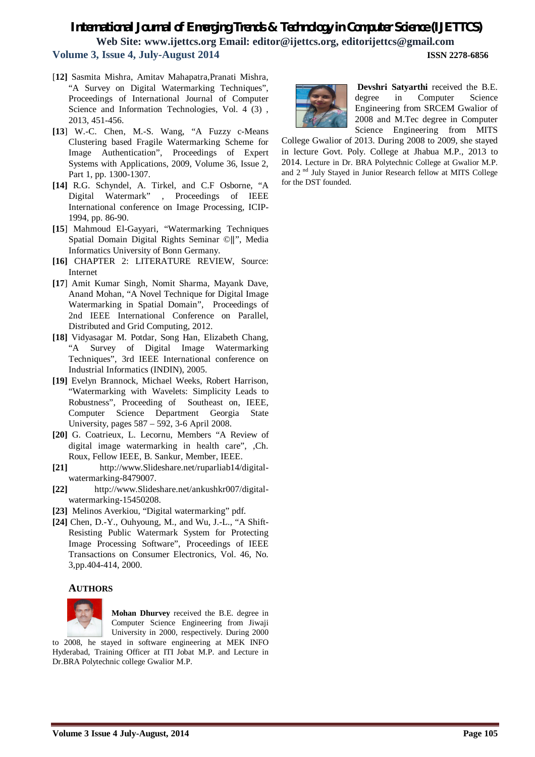[12] Sasmita Mishra, Amitav Mahapatra,Pranati Mishra, "A Survey on Digital Watermarking Techniques", Proceedings of International Journal of Computer Science and Information Technologies, Vol. 4 (3) , 2013, 451-456.

[13] W.-C. Chen, M.-S. Wang, "A Fuzzy c-Means Clustering based Fragile Watermarking Scheme for Image Authentication", Proceedings of Expert Systems with Applications, 2009, Volume 36, Issue 2, Part 1, pp. 1300-1307.

[14] R.G. Schyndel, A. Tirkel, and C.F Osborne, "A Digital Watermark" , Proceedings of IEEE International conference on Image Processing, ICIP-1994, pp. 86-90.

[15] Mahmoud El-Gayyari, "Watermarking Techniques Spatial Domain Digital Rights Seminar ©‖", Media Informatics University of Bonn Germany.

[16] CHAPTER 2: LITERATURE REVIEW, Source: Internet

[17] Amit Kumar Singh, Nomit Sharma, Mayank Dave, Anand Mohan, "A Novel Technique for Digital Image Watermarking in Spatial Domain", Proceedings of 2nd IEEE International Conference on Parallel, Distributed and Grid Computing, 2012.

[18] Vidyasagar M. Potdar, Song Han, Elizabeth Chang, "A Survey of Digital Image Watermarking Techniques", 3rd IEEE International conference on Industrial Informatics (INDIN), 2005.

[19] Evelyn Brannock, Michael Weeks, Robert Harrison, "Watermarking with Wavelets: Simplicity Leads to Robustness", Proceeding of Southeast on, IEEE, Computer Science Department Georgia State University, pages 587 – 592, 3-6 April 2008.

[20] G. Coatrieux, L. Lecornu, Members "A Review of digital image watermarking in health care", ,Ch. Roux, Fellow IEEE, B. Sankur, Member, IEEE.

[21] http://www.Slideshare.net/ruparliab14/digital-watermarking-8479007.

[22] http://www.Slideshare.net/ankushkr007/digital-watermarking-15450208.

[23] Melinos Averkiou, "Digital watermarking" pdf.

[24] Chen, D.-Y., Ouhyoung, M., and Wu, J.-L., "A Shift-Resisting Public Watermark System for Protecting Image Processing Software", Proceedings of IEEE Transactions on Consumer Electronics, Vol. 46, No. 3,pp.404-414, 2000.

## AUTHORS

**Mohan Dhurvey** received the B.E. degree in Computer Science Engineering from Jiwaji University in 2000, respectively. During 2000 to 2008, he stayed in software engineering at MEK INFO Hyderabad, Training Officer at ITI Jobat M.P. and Lecture in Dr.BRA Polytechnic college Gwalior M.P.

**Devshri Satyarthi** received the B.E. degree in Computer Science Engineering from SRCEM Gwalior of 2008 and M.Tec degree in Computer Science Engineering from MITS College Gwalior of 2013. During 2008 to 2009, she stayed in lecture Govt. Poly. College at Jhabua M.P., 2013 to 2014. Lecture in Dr. BRA Polytechnic College at Gwalior M.P. and 2 nd July Stayed in Junior Research fellow at MITS College for the DST founded.